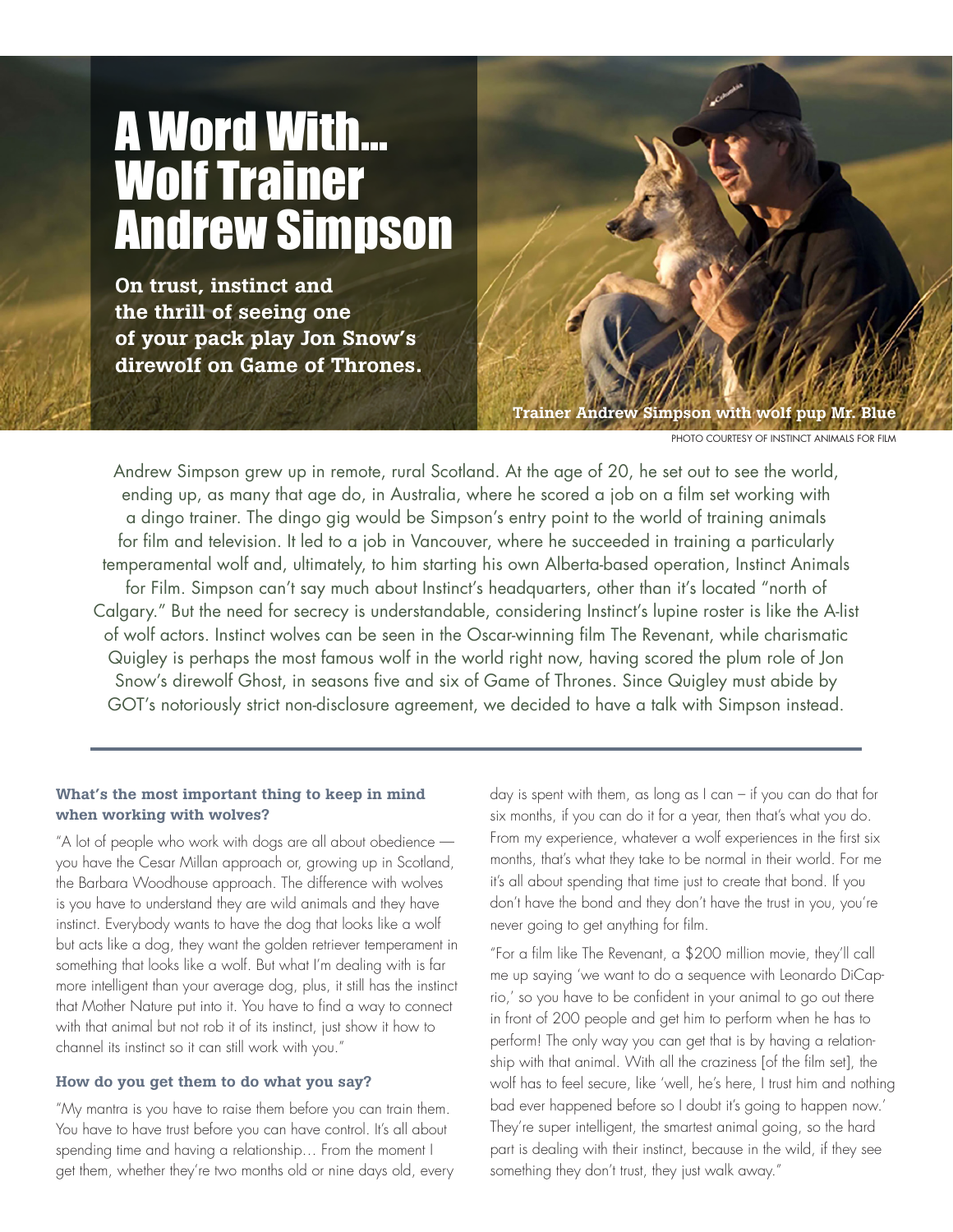# A Word With... Wolf Trainer Andrew Simpson

**On trust, instinct and the thrill of seeing one of your pack play Jon Snow's direwolf on Game of Thrones.**

**Trainer Andrew Simpson with wolf pup Mr. Blue**

PHOTO COURTESY OF INSTINCT ANIMALS FOR FILM

Andrew Simpson grew up in remote, rural Scotland. At the age of 20, he set out to see the world, ending up, as many that age do, in Australia, where he scored a job on a film set working with a dingo trainer. The dingo gig would be Simpson's entry point to the world of training animals for film and television. It led to a job in Vancouver, where he succeeded in training a particularly temperamental wolf and, ultimately, to him starting his own Alberta-based operation, Instinct Animals for Film. Simpson can't say much about Instinct's headquarters, other than it's located "north of Calgary." But the need for secrecy is understandable, considering Instinct's lupine roster is like the A-list of wolf actors. Instinct wolves can be seen in the Oscar-winning film The Revenant, while charismatic Quigley is perhaps the most famous wolf in the world right now, having scored the plum role of Jon Snow's direwolf Ghost, in seasons five and six of Game of Thrones. Since Quigley must abide by GOT's notoriously strict non-disclosure agreement, we decided to have a talk with Simpson instead.

---

### What's the most important thing to keep in mind when working with wolves?

"A lot of people who work with dogs are all about obedience — you have the Cesar Millan approach or, growing up in Scotland, the Barbara Woodhouse approach. The difference with wolves is you have to understand they are wild animals and they have instinct. Everybody wants to have the dog that looks like a wolf but acts like a dog, they want the golden retriever temperament in something that looks like a wolf. But what I'm dealing with is far more intelligent than your average dog, plus, it still has the instinct that Mother Nature put into it. You have to find a way to connect with that animal but not rob it of its instinct, just show it how to channel its instinct so it can still work with you."

### How do you get them to do what you say?

"My mantra is you have to raise them before you can train them. You have to have trust before you can have control. It's all about spending time and having a relationship… From the moment I get them, whether they're two months old or nine days old, every day is spent with them, as long as I can – if you can do that for six months, if you can do it for a year, then that's what you do. From my experience, whatever a wolf experiences in the first six months, that's what they take to be normal in their world. For me it's all about spending that time just to create that bond. If you don't have the bond and they don't have the trust in you, you're never going to get anything for film.

"For a film like The Revenant, a $200 million movie, they'll call me up saying 'we want to do a sequence with Leonardo DiCaprio,' so you have to be confident in your animal to go out there in front of 200 people and get him to perform when he has to perform! The only way you can get that is by having a relationship with that animal. With all the craziness [of the film set], the wolf has to feel secure, like 'well, he's here, I trust him and nothing bad ever happened before so I doubt it's going to happen now.' They're super intelligent, the smartest animal going, so the hard part is dealing with their instinct, because in the wild, if they see something they don't trust, they just walk away."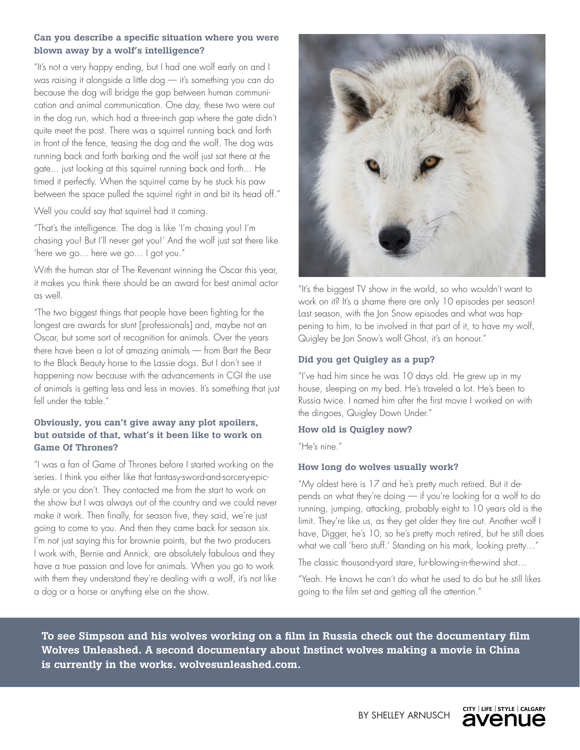**Can you describe a specific situation where you were blown away by a wolf's intelligence?**

"It's not a very happy ending, but I had one wolf early on and I was raising it alongside a little dog — it's something you can do because the dog will bridge the gap between human communication and animal communication. One day, these two were out in the dog run, which had a three-inch gap where the gate didn't quite meet the post. There was a squirrel running back and forth in front of the fence, teasing the dog and the wolf. The dog was running back and forth barking and the wolf just sat there at the gate… just looking at this squirrel running back and forth… He timed it perfectly. When the squirrel came by he stuck his paw between the space pulled the squirrel right in and bit its head off."

Well you could say that squirrel had it coming.

"That's the intelligence. The dog is like 'I'm chasing you! I'm chasing you! But I'll never get you!' And the wolf just sat there like 'here we go… here we go… I got you."

With the human star of The Revenant winning the Oscar this year, it makes you think there should be an award for best animal actor as well.

"The two biggest things that people have been fighting for the longest are awards for stunt [professionals] and, maybe not an Oscar, but some sort of recognition for animals. Over the years there have been a lot of amazing animals — from Bart the Bear to the Black Beauty horse to the Lassie dogs. But I don't see it happening now because with the advancements in CGI the use of animals is getting less and less in movies. It's something that just fell under the table."

**Obviously, you can't give away any plot spoilers, but outside of that, what's it been like to work on Game Of Thrones?**

"I was a fan of Game of Thrones before I started working on the series. I think you either like that fantasy-sword-and-sorcery-epic-style or you don't. They contacted me from the start to work on the show but I was always out of the country and we could never make it work. Then finally, for season five, they said, we're just going to come to you. And then they came back for season six. I'm not just saying this for brownie points, but the two producers I work with, Bernie and Annick, are absolutely fabulous and they have a true passion and love for animals. When you go to work with them they understand they're dealing with a wolf, it's not like a dog or a horse or anything else on the show.

"It's the biggest TV show in the world, so who wouldn't want to work on it? It's a shame there are only 10 episodes per season! Last season, with the Jon Snow episodes and what was happening to him, to be involved in that part of it, to have my wolf, Quigley be Jon Snow's wolf Ghost, it's an honour."

**Did you get Quigley as a pup?**

"I've had him since he was 10 days old. He grew up in my house, sleeping on my bed. He's traveled a lot. He's been to Russia twice. I named him after the first movie I worked on with the dingoes, Quigley Down Under."

**How old is Quigley now?**

"He's nine."

**How long do wolves usually work?**

"My oldest here is 17 and he's pretty much retired. But it depends on what they're doing — if you're looking for a wolf to do running, jumping, attacking, probably eight to 10 years old is the limit. They're like us, as they get older they tire out. Another wolf I have, Digger, he's 10, so he's pretty much retired, but he still does what we call 'hero stuff.' Standing on his mark, looking pretty…"

The classic thousand-yard stare, fur-blowing-in-the-wind shot…

"Yeah. He knows he can't do what he used to do but he still likes going to the film set and getting all the attention."

**To see Simpson and his wolves working on a film in Russia check out the documentary film Wolves Unleashed. A second documentary about Instinct wolves making a movie in China is currently in the works. wolvesunleashed.com.**

BY SHELLEY ARNUSCH